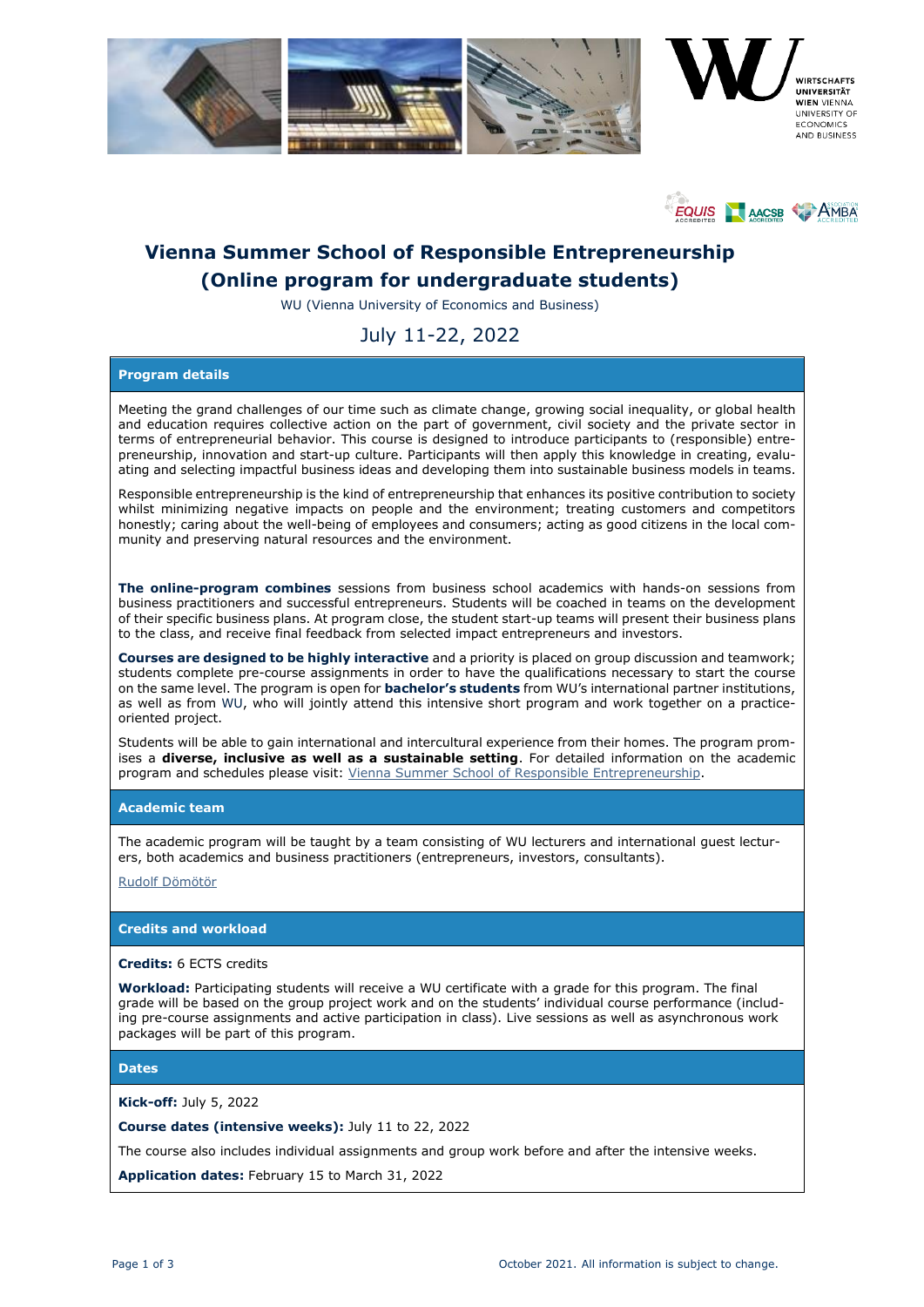# Vienna Summer School of Responsible Entrepreneurship (Online program for undergraduate students)

WU (Vienna University of Economics and Business)

July 11-22, 2022

## Program details

Meeting the grand challenges of our time such as climate change, growing social inequality, or global health and education requires collective action on the part of government, civil society and the private sector in terms of entrepreneurial behavior. This course is designed to introduce participants to (responsible) entrepreneurship, innovation and start-up culture. Participants will then apply this knowledge in creating, evaluating and selecting impactful business ideas and developing them into sustainable business models in teams.

Responsible entrepreneurship is the kind of entrepreneurship that enhances its positive contribution to society whilst minimizing negative impacts on people and the environment; treating customers and competitors honestly; caring about the well-being of employees and consumers; acting as good citizens in the local community and preserving natural resources and the environment.

**The online-program combines** sessions from business school academics with hands-on sessions from business practitioners and successful entrepreneurs. Students will be coached in teams on the development of their specific business plans. At program close, the student start-up teams will present their business plans to the class, and receive final feedback from selected impact entrepreneurs and investors.

**Courses are designed to be highly interactive** and a priority is placed on group discussion and teamwork; students complete pre-course assignments in order to have the qualifications necessary to start the course on the same level. The program is open for **bachelor's students** from WU's international partner institutions, as well as from WU, who will jointly attend this intensive short program and work together on a practice-oriented project.

Students will be able to gain international and intercultural experience from their homes. The program promises a **diverse, inclusive as well as a sustainable setting**. For detailed information on the academic program and schedules please visit: Vienna Summer School of Responsible Entrepreneurship.

## Academic team

The academic program will be taught by a team consisting of WU lecturers and international guest lecturers, both academics and business practitioners (entrepreneurs, investors, consultants).

Rudolf Dömötör

## Credits and workload

**Credits:** 6 ECTS credits

**Workload:** Participating students will receive a WU certificate with a grade for this program. The final grade will be based on the group project work and on the students' individual course performance (including pre-course assignments and active participation in class). Live sessions as well as asynchronous work packages will be part of this program.

## Dates

**Kick-off:** July 5, 2022

**Course dates (intensive weeks):** July 11 to 22, 2022

The course also includes individual assignments and group work before and after the intensive weeks.

**Application dates:** February 15 to March 31, 2022

October 2021. All information is subject to change.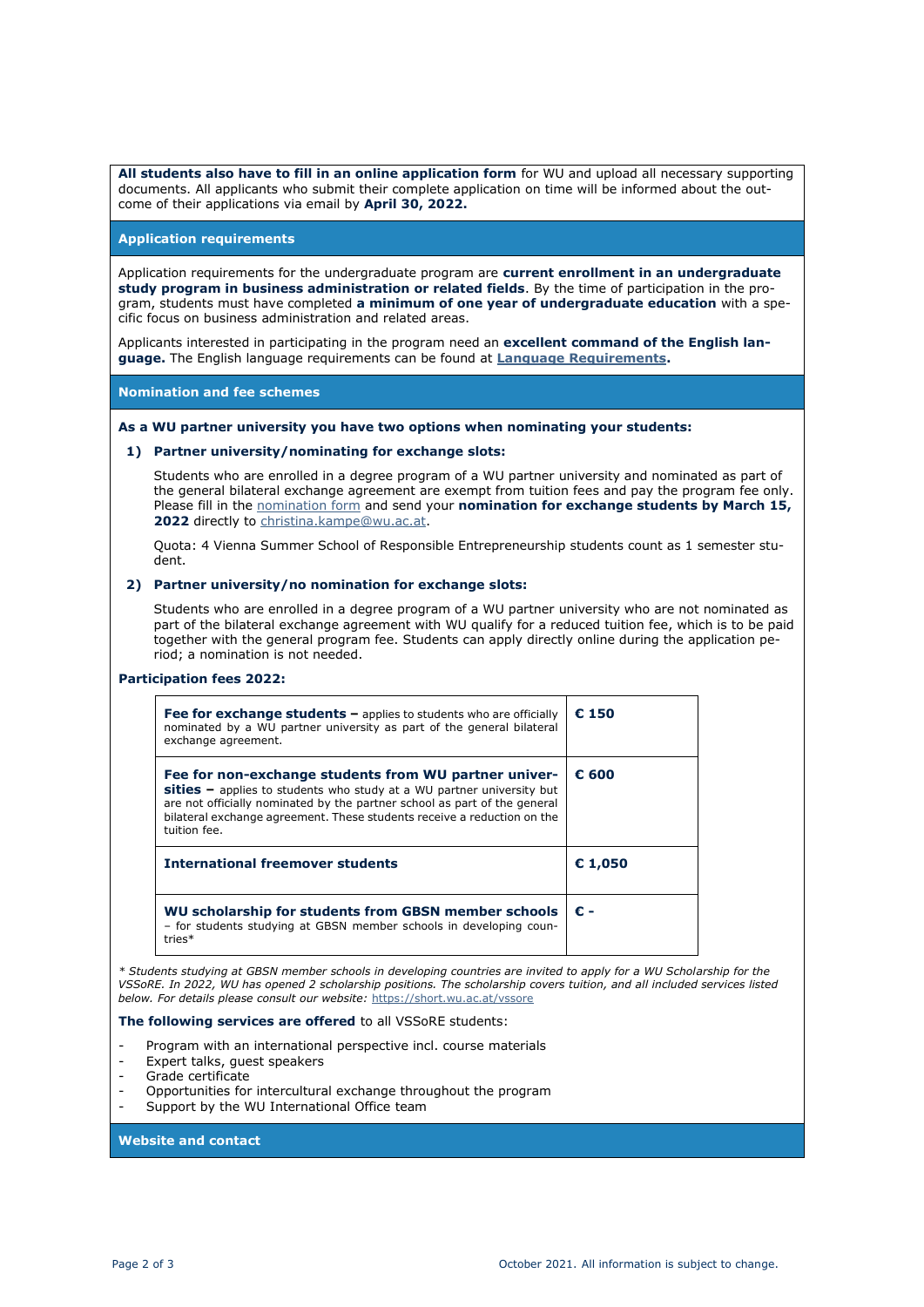**All students also have to fill in an online application form** for WU and upload all necessary supporting documents. All applicants who submit their complete application on time will be informed about the outcome of their applications via email by **April 30, 2022.**

## Application requirements

Application requirements for the undergraduate program are **current enrollment in an undergraduate study program in business administration or related fields**. By the time of participation in the program, students must have completed **a minimum of one year of undergraduate education** with a specific focus on business administration and related areas.

Applicants interested in participating in the program need an **excellent command of the English language.** The English language requirements can be found at **Language Requirements.**

## Nomination and fee schemes

**As a WU partner university you have two options when nominating your students:**

**1) Partner university/nominating for exchange slots:**

Students who are enrolled in a degree program of a WU partner university and nominated as part of the general bilateral exchange agreement are exempt from tuition fees and pay the program fee only. Please fill in the nomination form and send your **nomination for exchange students by March 15, 2022** directly to christina.kampe@wu.ac.at.

Quota: 4 Vienna Summer School of Responsible Entrepreneurship students count as 1 semester student.

**2) Partner university/no nomination for exchange slots:**

Students who are enrolled in a degree program of a WU partner university who are not nominated as part of the bilateral exchange agreement with WU qualify for a reduced tuition fee, which is to be paid together with the general program fee. Students can apply directly online during the application period; a nomination is not needed.

**Participation fees 2022:**

| | |
|---|---|
| **Fee for exchange students –** applies to students who are officially nominated by a WU partner university as part of the general bilateral exchange agreement. | **€ 150** |
| **Fee for non-exchange students from WU partner universities –** applies to students who study at a WU partner university but are not officially nominated by the partner school as part of the general bilateral exchange agreement. These students receive a reduction on the tuition fee. | **€ 600** |
| **International freemover students** | **€ 1,050** |
| **WU scholarship for students from GBSN member schools** – for students studying at GBSN member schools in developing countries* | **€ -** |

*\* Students studying at GBSN member schools in developing countries are invited to apply for a WU Scholarship for the VSSoRE. In 2022, WU has opened 2 scholarship positions. The scholarship covers tuition, and all included services listed below. For details please consult our website: https://short.wu.ac.at/vssore*

**The following services are offered** to all VSSoRE students:

- Program with an international perspective incl. course materials
- Expert talks, guest speakers
- Grade certificate
- Opportunities for intercultural exchange throughout the program
- Support by the WU International Office team

## Website and contact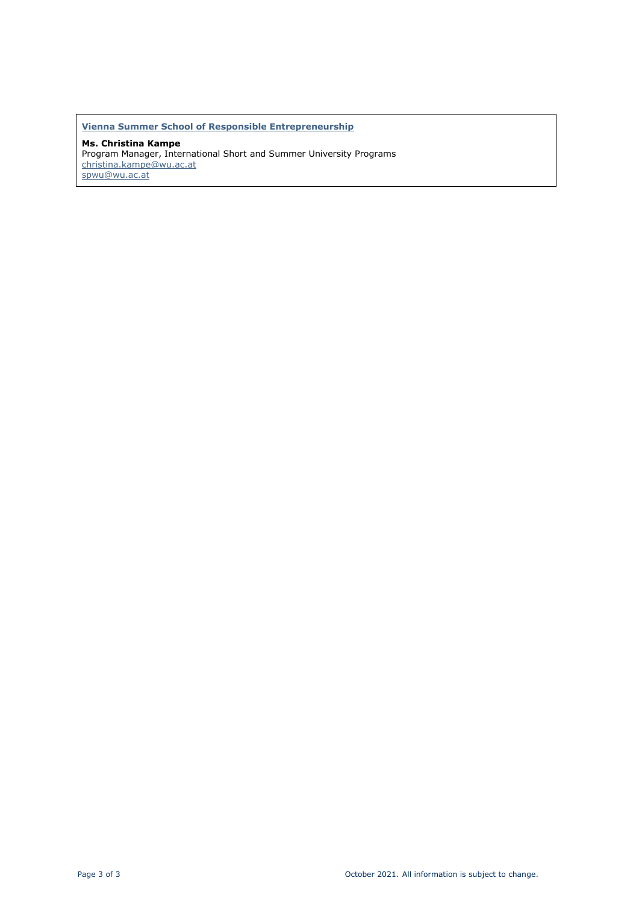**Vienna Summer School of Responsible Entrepreneurship**

**Ms. Christina Kampe**
Program Manager, International Short and Summer University Programs
christina.kampe@wu.ac.at
spwu@wu.ac.at

October 2021. All information is subject to change.